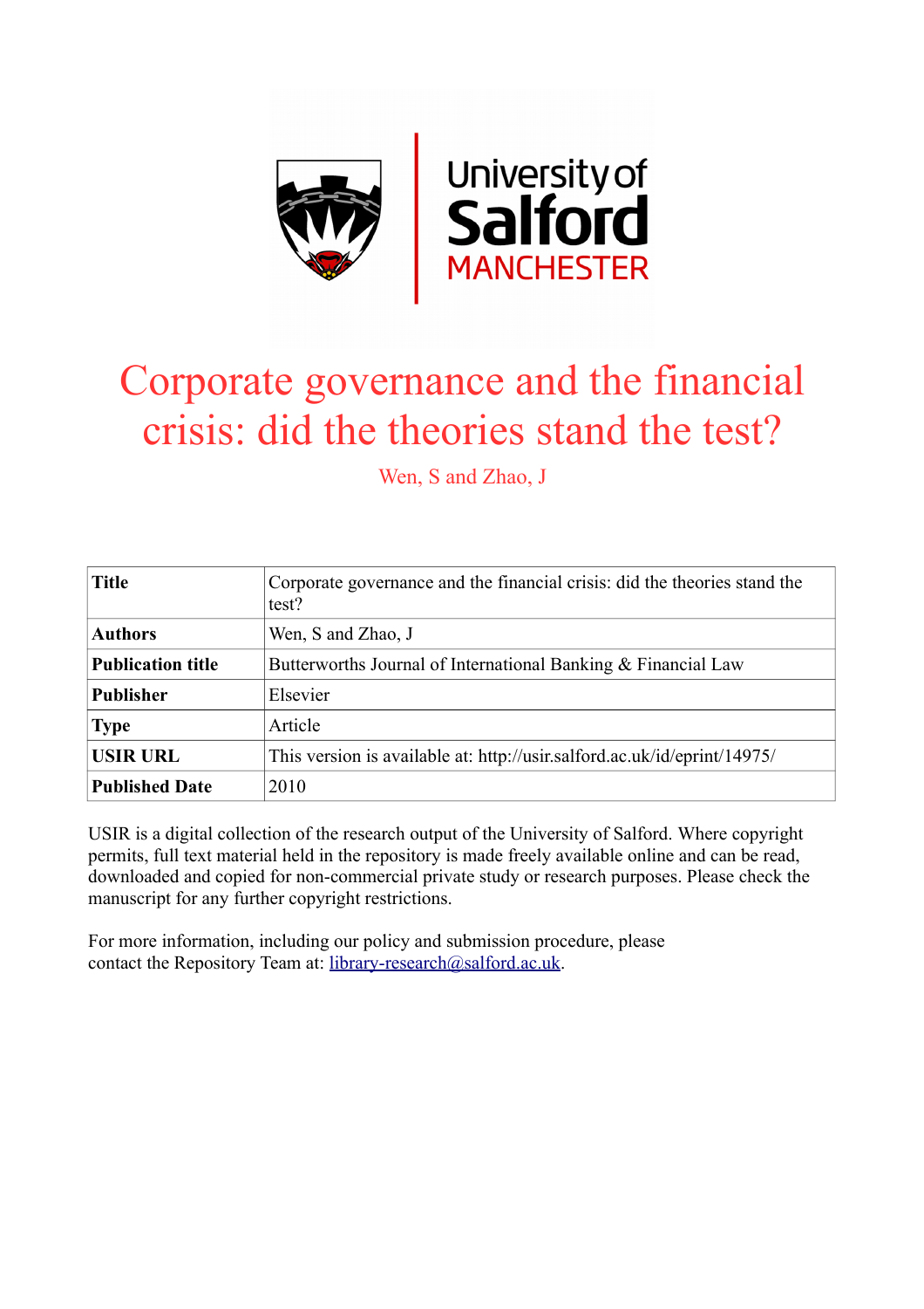# Corporate governance and the financial crisis: did the theories stand the test?

Wen, S and Zhao, J

| Title | Corporate governance and the financial crisis: did the theories stand the test? |
|---|---|
| Authors | Wen, S and Zhao, J |
| Publication title | Butterworths Journal of International Banking & Financial Law |
| Publisher | Elsevier |
| Type | Article |
| USIR URL | This version is available at: http://usir.salford.ac.uk/id/eprint/14975/ |
| Published Date | 2010 |

USIR is a digital collection of the research output of the University of Salford. Where copyright permits, full text material held in the repository is made freely available online and can be read, downloaded and copied for non-commercial private study or research purposes. Please check the manuscript for any further copyright restrictions.

For more information, including our policy and submission procedure, please contact the Repository Team at: library-research@salford.ac.uk.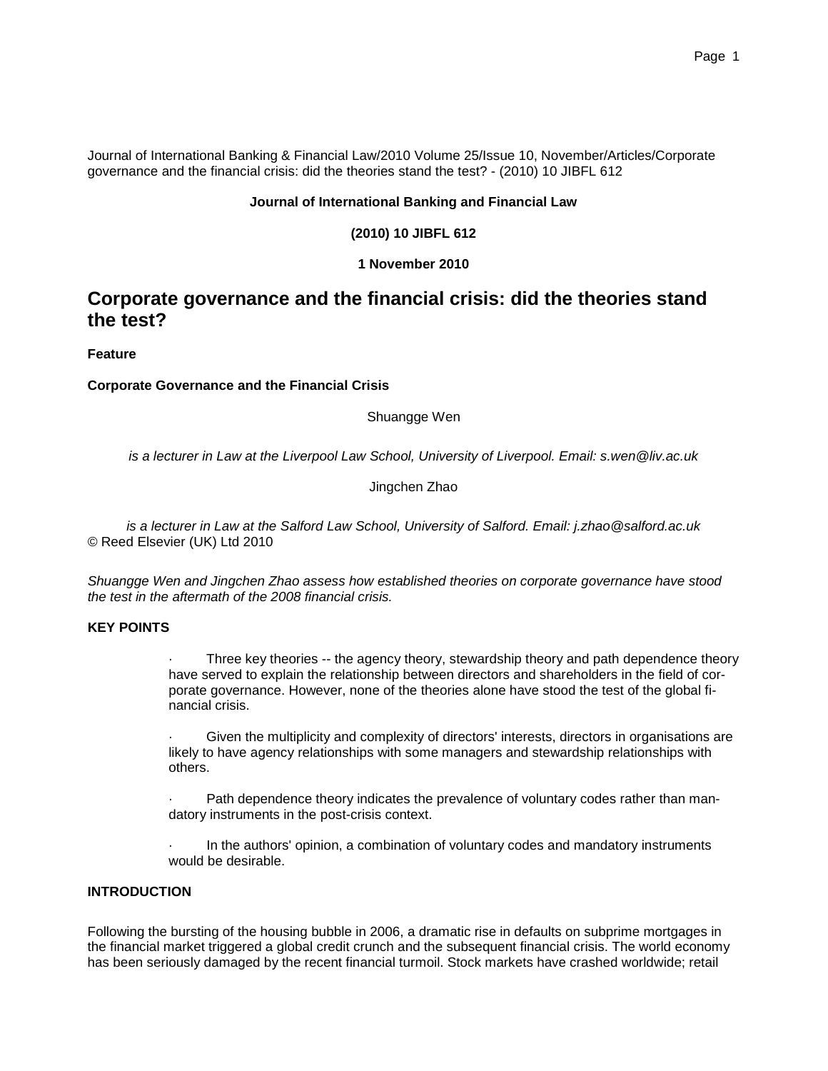Journal of International Banking & Financial Law/2010 Volume 25/Issue 10, November/Articles/Corporate governance and the financial crisis: did the theories stand the test? - (2010) 10 JIBFL 612

**Journal of International Banking and Financial Law**

**(2010) 10 JIBFL 612**

**1 November 2010**

# Corporate governance and the financial crisis: did the theories stand the test?

**Feature**

**Corporate Governance and the Financial Crisis**

Shuangge Wen

*is a lecturer in Law at the Liverpool Law School, University of Liverpool. Email: s.wen@liv.ac.uk*

Jingchen Zhao

*is a lecturer in Law at the Salford Law School, University of Salford. Email: j.zhao@salford.ac.uk*

© Reed Elsevier (UK) Ltd 2010

*Shuangge Wen and Jingchen Zhao assess how established theories on corporate governance have stood the test in the aftermath of the 2008 financial crisis.*

## KEY POINTS

- Three key theories -- the agency theory, stewardship theory and path dependence theory have served to explain the relationship between directors and shareholders in the field of corporate governance. However, none of the theories alone have stood the test of the global financial crisis.
- Given the multiplicity and complexity of directors' interests, directors in organisations are likely to have agency relationships with some managers and stewardship relationships with others.
- Path dependence theory indicates the prevalence of voluntary codes rather than mandatory instruments in the post-crisis context.
- In the authors' opinion, a combination of voluntary codes and mandatory instruments would be desirable.

## INTRODUCTION

Following the bursting of the housing bubble in 2006, a dramatic rise in defaults on subprime mortgages in the financial market triggered a global credit crunch and the subsequent financial crisis. The world economy has been seriously damaged by the recent financial turmoil. Stock markets have crashed worldwide; retail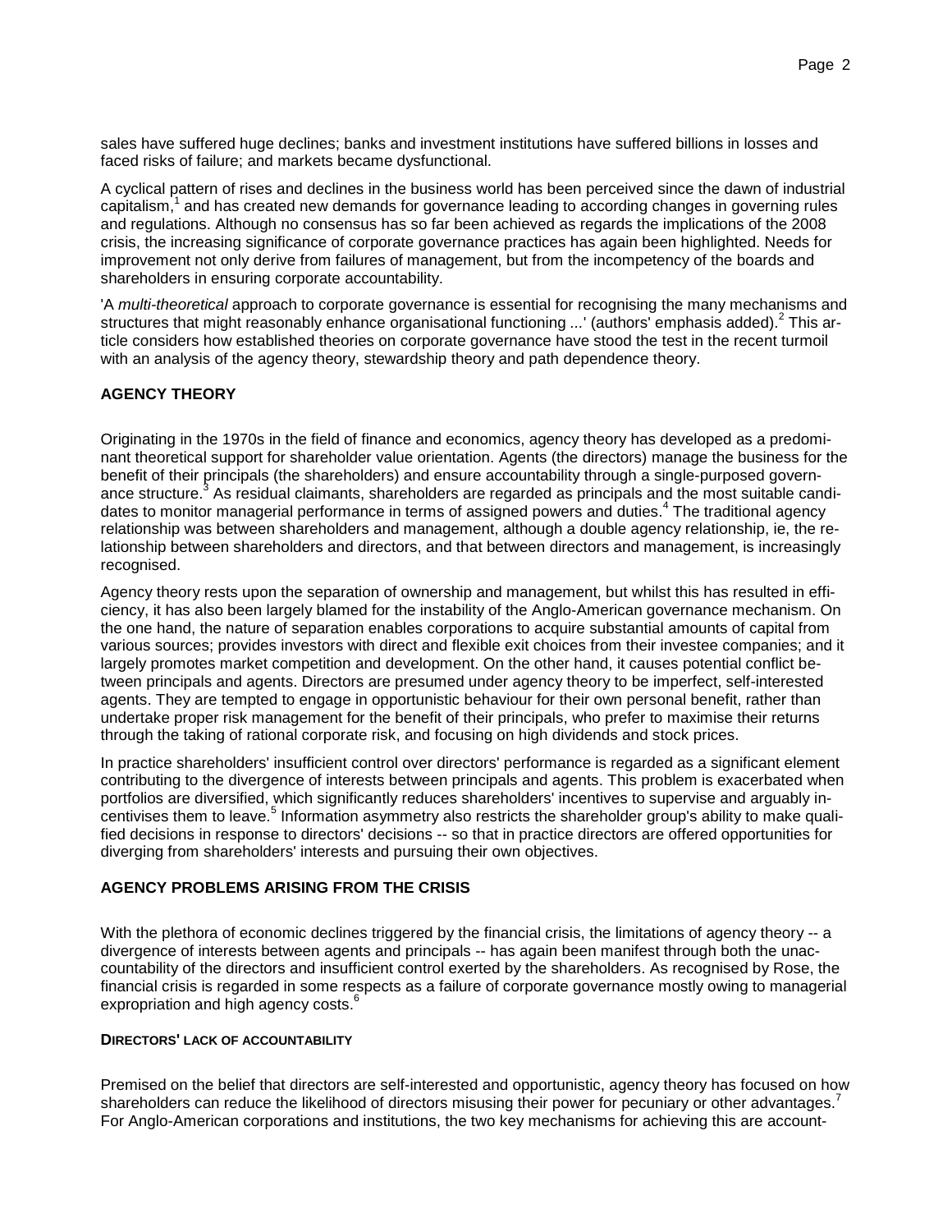sales have suffered huge declines; banks and investment institutions have suffered billions in losses and faced risks of failure; and markets became dysfunctional.

A cyclical pattern of rises and declines in the business world has been perceived since the dawn of industrial capitalism,[1] and has created new demands for governance leading to according changes in governing rules and regulations. Although no consensus has so far been achieved as regards the implications of the 2008 crisis, the increasing significance of corporate governance practices has again been highlighted. Needs for improvement not only derive from failures of management, but from the incompetency of the boards and shareholders in ensuring corporate accountability.

'A *multi-theoretical* approach to corporate governance is essential for recognising the many mechanisms and structures that might reasonably enhance organisational functioning ...' (authors' emphasis added).[2] This article considers how established theories on corporate governance have stood the test in the recent turmoil with an analysis of the agency theory, stewardship theory and path dependence theory.

## AGENCY THEORY

Originating in the 1970s in the field of finance and economics, agency theory has developed as a predominant theoretical support for shareholder value orientation. Agents (the directors) manage the business for the benefit of their principals (the shareholders) and ensure accountability through a single-purposed governance structure.[3] As residual claimants, shareholders are regarded as principals and the most suitable candidates to monitor managerial performance in terms of assigned powers and duties.[4] The traditional agency relationship was between shareholders and management, although a double agency relationship, ie, the relationship between shareholders and directors, and that between directors and management, is increasingly recognised.

Agency theory rests upon the separation of ownership and management, but whilst this has resulted in efficiency, it has also been largely blamed for the instability of the Anglo-American governance mechanism. On the one hand, the nature of separation enables corporations to acquire substantial amounts of capital from various sources; provides investors with direct and flexible exit choices from their investee companies; and it largely promotes market competition and development. On the other hand, it causes potential conflict between principals and agents. Directors are presumed under agency theory to be imperfect, self-interested agents. They are tempted to engage in opportunistic behaviour for their own personal benefit, rather than undertake proper risk management for the benefit of their principals, who prefer to maximise their returns through the taking of rational corporate risk, and focusing on high dividends and stock prices.

In practice shareholders' insufficient control over directors' performance is regarded as a significant element contributing to the divergence of interests between principals and agents. This problem is exacerbated when portfolios are diversified, which significantly reduces shareholders' incentives to supervise and arguably incentivises them to leave.[5] Information asymmetry also restricts the shareholder group's ability to make qualified decisions in response to directors' decisions -- so that in practice directors are offered opportunities for diverging from shareholders' interests and pursuing their own objectives.

## AGENCY PROBLEMS ARISING FROM THE CRISIS

With the plethora of economic declines triggered by the financial crisis, the limitations of agency theory -- a divergence of interests between agents and principals -- has again been manifest through both the unaccountability of the directors and insufficient control exerted by the shareholders. As recognised by Rose, the financial crisis is regarded in some respects as a failure of corporate governance mostly owing to managerial expropriation and high agency costs.[6]

### DIRECTORS' LACK OF ACCOUNTABILITY

Premised on the belief that directors are self-interested and opportunistic, agency theory has focused on how shareholders can reduce the likelihood of directors misusing their power for pecuniary or other advantages.[7] For Anglo-American corporations and institutions, the two key mechanisms for achieving this are account-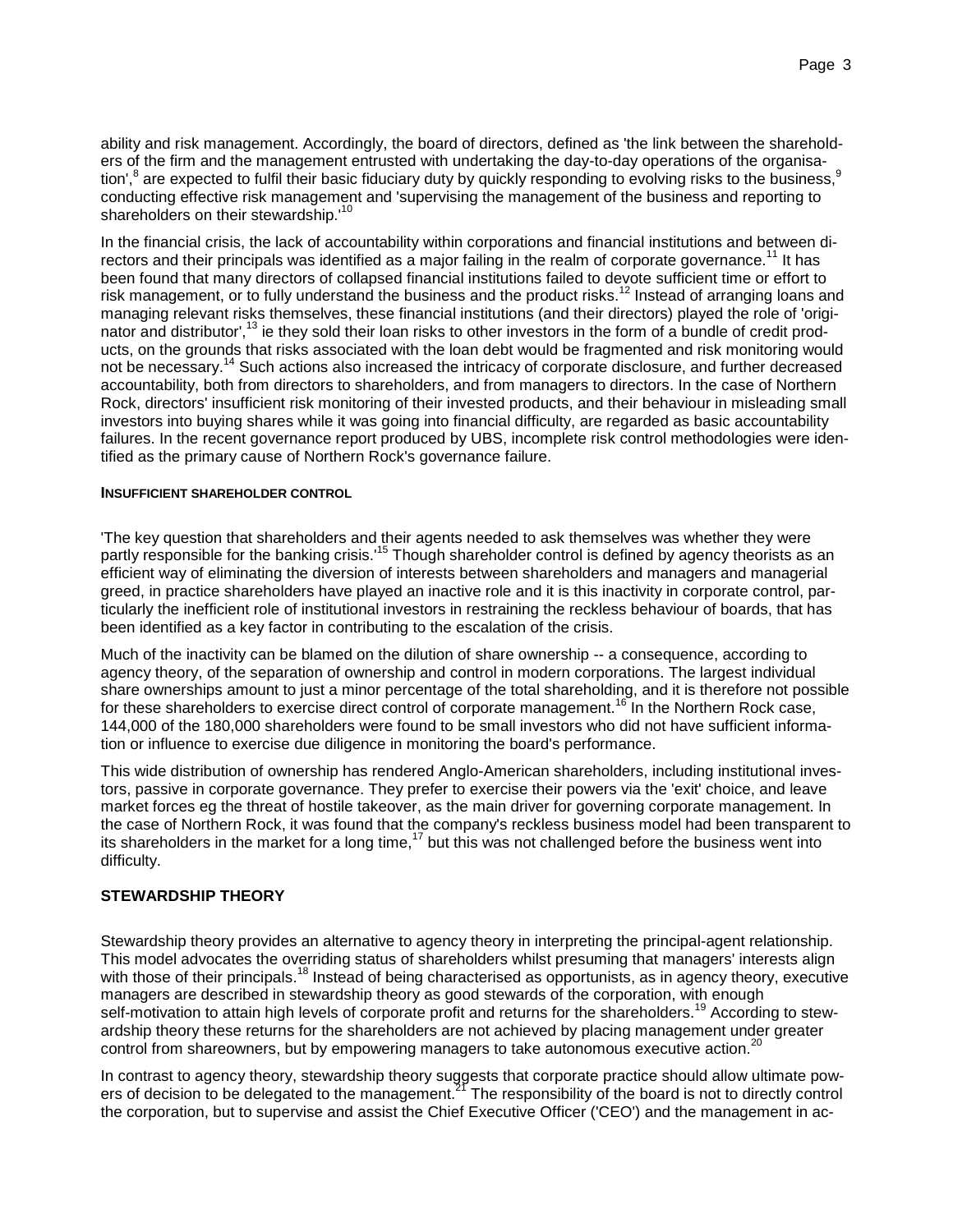ability and risk management. Accordingly, the board of directors, defined as 'the link between the shareholders of the firm and the management entrusted with undertaking the day-to-day operations of the organisation',[8] are expected to fulfil their basic fiduciary duty by quickly responding to evolving risks to the business,[9] conducting effective risk management and 'supervising the management of the business and reporting to shareholders on their stewardship.'[10]

In the financial crisis, the lack of accountability within corporations and financial institutions and between directors and their principals was identified as a major failing in the realm of corporate governance.[11] It has been found that many directors of collapsed financial institutions failed to devote sufficient time or effort to risk management, or to fully understand the business and the product risks.[12] Instead of arranging loans and managing relevant risks themselves, these financial institutions (and their directors) played the role of 'originator and distributor',[13] ie they sold their loan risks to other investors in the form of a bundle of credit products, on the grounds that risks associated with the loan debt would be fragmented and risk monitoring would not be necessary.[14] Such actions also increased the intricacy of corporate disclosure, and further decreased accountability, both from directors to shareholders, and from managers to directors. In the case of Northern Rock, directors' insufficient risk monitoring of their invested products, and their behaviour in misleading small investors into buying shares while it was going into financial difficulty, are regarded as basic accountability failures. In the recent governance report produced by UBS, incomplete risk control methodologies were identified as the primary cause of Northern Rock's governance failure.

#### INSUFFICIENT SHAREHOLDER CONTROL

'The key question that shareholders and their agents needed to ask themselves was whether they were partly responsible for the banking crisis.'[15] Though shareholder control is defined by agency theorists as an efficient way of eliminating the diversion of interests between shareholders and managers and managerial greed, in practice shareholders have played an inactive role and it is this inactivity in corporate control, particularly the inefficient role of institutional investors in restraining the reckless behaviour of boards, that has been identified as a key factor in contributing to the escalation of the crisis.

Much of the inactivity can be blamed on the dilution of share ownership -- a consequence, according to agency theory, of the separation of ownership and control in modern corporations. The largest individual share ownerships amount to just a minor percentage of the total shareholding, and it is therefore not possible for these shareholders to exercise direct control of corporate management.[16] In the Northern Rock case, 144,000 of the 180,000 shareholders were found to be small investors who did not have sufficient information or influence to exercise due diligence in monitoring the board's performance.

This wide distribution of ownership has rendered Anglo-American shareholders, including institutional investors, passive in corporate governance. They prefer to exercise their powers via the 'exit' choice, and leave market forces eg the threat of hostile takeover, as the main driver for governing corporate management. In the case of Northern Rock, it was found that the company's reckless business model had been transparent to its shareholders in the market for a long time,[17] but this was not challenged before the business went into difficulty.

### STEWARDSHIP THEORY

Stewardship theory provides an alternative to agency theory in interpreting the principal-agent relationship. This model advocates the overriding status of shareholders whilst presuming that managers' interests align with those of their principals.[18] Instead of being characterised as opportunists, as in agency theory, executive managers are described in stewardship theory as good stewards of the corporation, with enough self-motivation to attain high levels of corporate profit and returns for the shareholders.[19] According to stewardship theory these returns for the shareholders are not achieved by placing management under greater control from shareowners, but by empowering managers to take autonomous executive action.[20]

In contrast to agency theory, stewardship theory suggests that corporate practice should allow ultimate powers of decision to be delegated to the management.[21] The responsibility of the board is not to directly control the corporation, but to supervise and assist the Chief Executive Officer ('CEO') and the management in ac-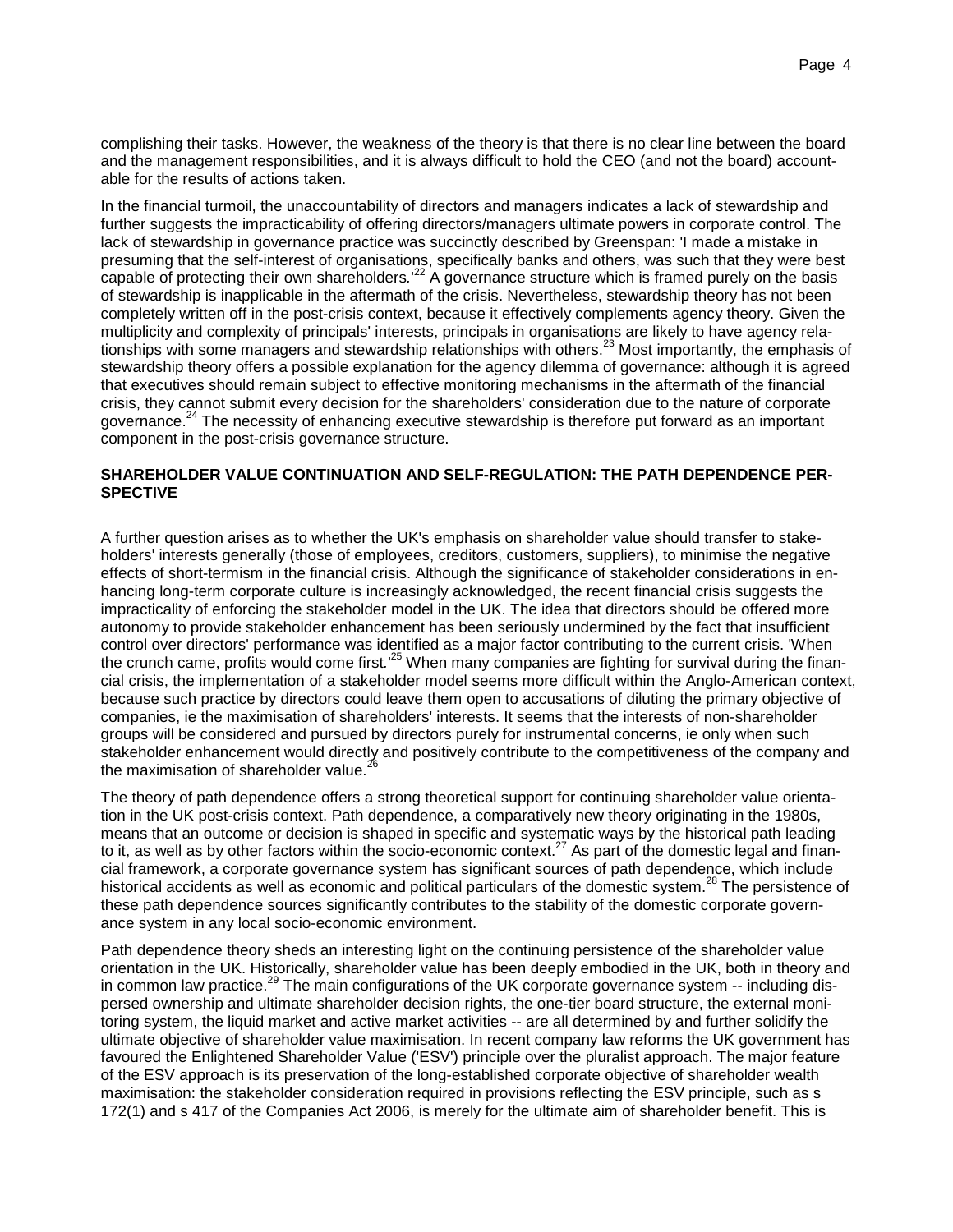complishing their tasks. However, the weakness of the theory is that there is no clear line between the board and the management responsibilities, and it is always difficult to hold the CEO (and not the board) accountable for the results of actions taken.

In the financial turmoil, the unaccountability of directors and managers indicates a lack of stewardship and further suggests the impracticability of offering directors/managers ultimate powers in corporate control. The lack of stewardship in governance practice was succinctly described by Greenspan: 'I made a mistake in presuming that the self-interest of organisations, specifically banks and others, was such that they were best capable of protecting their own shareholders.'[22] A governance structure which is framed purely on the basis of stewardship is inapplicable in the aftermath of the crisis. Nevertheless, stewardship theory has not been completely written off in the post-crisis context, because it effectively complements agency theory. Given the multiplicity and complexity of principals' interests, principals in organisations are likely to have agency relationships with some managers and stewardship relationships with others.[23] Most importantly, the emphasis of stewardship theory offers a possible explanation for the agency dilemma of governance: although it is agreed that executives should remain subject to effective monitoring mechanisms in the aftermath of the financial crisis, they cannot submit every decision for the shareholders' consideration due to the nature of corporate governance.[24] The necessity of enhancing executive stewardship is therefore put forward as an important component in the post-crisis governance structure.

## SHAREHOLDER VALUE CONTINUATION AND SELF-REGULATION: THE PATH DEPENDENCE PERSPECTIVE

A further question arises as to whether the UK's emphasis on shareholder value should transfer to stakeholders' interests generally (those of employees, creditors, customers, suppliers), to minimise the negative effects of short-termism in the financial crisis. Although the significance of stakeholder considerations in enhancing long-term corporate culture is increasingly acknowledged, the recent financial crisis suggests the impracticality of enforcing the stakeholder model in the UK. The idea that directors should be offered more autonomy to provide stakeholder enhancement has been seriously undermined by the fact that insufficient control over directors' performance was identified as a major factor contributing to the current crisis. 'When the crunch came, profits would come first.'[25] When many companies are fighting for survival during the financial crisis, the implementation of a stakeholder model seems more difficult within the Anglo-American context, because such practice by directors could leave them open to accusations of diluting the primary objective of companies, ie the maximisation of shareholders' interests. It seems that the interests of non-shareholder groups will be considered and pursued by directors purely for instrumental concerns, ie only when such stakeholder enhancement would directly and positively contribute to the competitiveness of the company and the maximisation of shareholder value.[26]

The theory of path dependence offers a strong theoretical support for continuing shareholder value orientation in the UK post-crisis context. Path dependence, a comparatively new theory originating in the 1980s, means that an outcome or decision is shaped in specific and systematic ways by the historical path leading to it, as well as by other factors within the socio-economic context.[27] As part of the domestic legal and financial framework, a corporate governance system has significant sources of path dependence, which include historical accidents as well as economic and political particulars of the domestic system.[28] The persistence of these path dependence sources significantly contributes to the stability of the domestic corporate governance system in any local socio-economic environment.

Path dependence theory sheds an interesting light on the continuing persistence of the shareholder value orientation in the UK. Historically, shareholder value has been deeply embodied in the UK, both in theory and in common law practice.[29] The main configurations of the UK corporate governance system -- including dispersed ownership and ultimate shareholder decision rights, the one-tier board structure, the external monitoring system, the liquid market and active market activities -- are all determined by and further solidify the ultimate objective of shareholder value maximisation. In recent company law reforms the UK government has favoured the Enlightened Shareholder Value ('ESV') principle over the pluralist approach. The major feature of the ESV approach is its preservation of the long-established corporate objective of shareholder wealth maximisation: the stakeholder consideration required in provisions reflecting the ESV principle, such as s 172(1) and s 417 of the Companies Act 2006, is merely for the ultimate aim of shareholder benefit. This is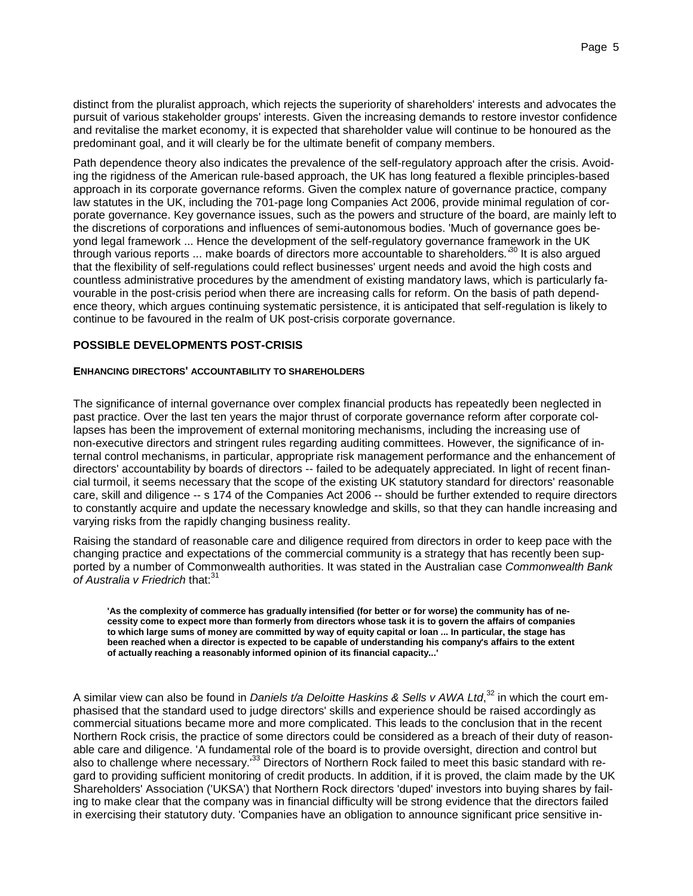distinct from the pluralist approach, which rejects the superiority of shareholders' interests and advocates the pursuit of various stakeholder groups' interests. Given the increasing demands to restore investor confidence and revitalise the market economy, it is expected that shareholder value will continue to be honoured as the predominant goal, and it will clearly be for the ultimate benefit of company members.

Path dependence theory also indicates the prevalence of the self-regulatory approach after the crisis. Avoiding the rigidness of the American rule-based approach, the UK has long featured a flexible principles-based approach in its corporate governance reforms. Given the complex nature of governance practice, company law statutes in the UK, including the 701-page long Companies Act 2006, provide minimal regulation of corporate governance. Key governance issues, such as the powers and structure of the board, are mainly left to the discretions of corporations and influences of semi-autonomous bodies. 'Much of governance goes beyond legal framework ... Hence the development of the self-regulatory governance framework in the UK through various reports ... make boards of directors more accountable to shareholders.'[30] It is also argued that the flexibility of self-regulations could reflect businesses' urgent needs and avoid the high costs and countless administrative procedures by the amendment of existing mandatory laws, which is particularly favourable in the post-crisis period when there are increasing calls for reform. On the basis of path dependence theory, which argues continuing systematic persistence, it is anticipated that self-regulation is likely to continue to be favoured in the realm of UK post-crisis corporate governance.

## POSSIBLE DEVELOPMENTS POST-CRISIS

### ENHANCING DIRECTORS' ACCOUNTABILITY TO SHAREHOLDERS

The significance of internal governance over complex financial products has repeatedly been neglected in past practice. Over the last ten years the major thrust of corporate governance reform after corporate collapses has been the improvement of external monitoring mechanisms, including the increasing use of non-executive directors and stringent rules regarding auditing committees. However, the significance of internal control mechanisms, in particular, appropriate risk management performance and the enhancement of directors' accountability by boards of directors -- failed to be adequately appreciated. In light of recent financial turmoil, it seems necessary that the scope of the existing UK statutory standard for directors' reasonable care, skill and diligence -- s 174 of the Companies Act 2006 -- should be further extended to require directors to constantly acquire and update the necessary knowledge and skills, so that they can handle increasing and varying risks from the rapidly changing business reality.

Raising the standard of reasonable care and diligence required from directors in order to keep pace with the changing practice and expectations of the commercial community is a strategy that has recently been supported by a number of Commonwealth authorities. It was stated in the Australian case *Commonwealth Bank of Australia v Friedrich* that:[31]

> **'As the complexity of commerce has gradually intensified (for better or for worse) the community has of necessity come to expect more than formerly from directors whose task it is to govern the affairs of companies to which large sums of money are committed by way of equity capital or loan ... In particular, the stage has been reached when a director is expected to be capable of understanding his company's affairs to the extent of actually reaching a reasonably informed opinion of its financial capacity...'**

A similar view can also be found in *Daniels t/a Deloitte Haskins & Sells v AWA Ltd*,[32] in which the court emphasised that the standard used to judge directors' skills and experience should be raised accordingly as commercial situations became more and more complicated. This leads to the conclusion that in the recent Northern Rock crisis, the practice of some directors could be considered as a breach of their duty of reasonable care and diligence. 'A fundamental role of the board is to provide oversight, direction and control but also to challenge where necessary.'[33] Directors of Northern Rock failed to meet this basic standard with regard to providing sufficient monitoring of credit products. In addition, if it is proved, the claim made by the UK Shareholders' Association ('UKSA') that Northern Rock directors 'duped' investors into buying shares by failing to make clear that the company was in financial difficulty will be strong evidence that the directors failed in exercising their statutory duty. 'Companies have an obligation to announce significant price sensitive in-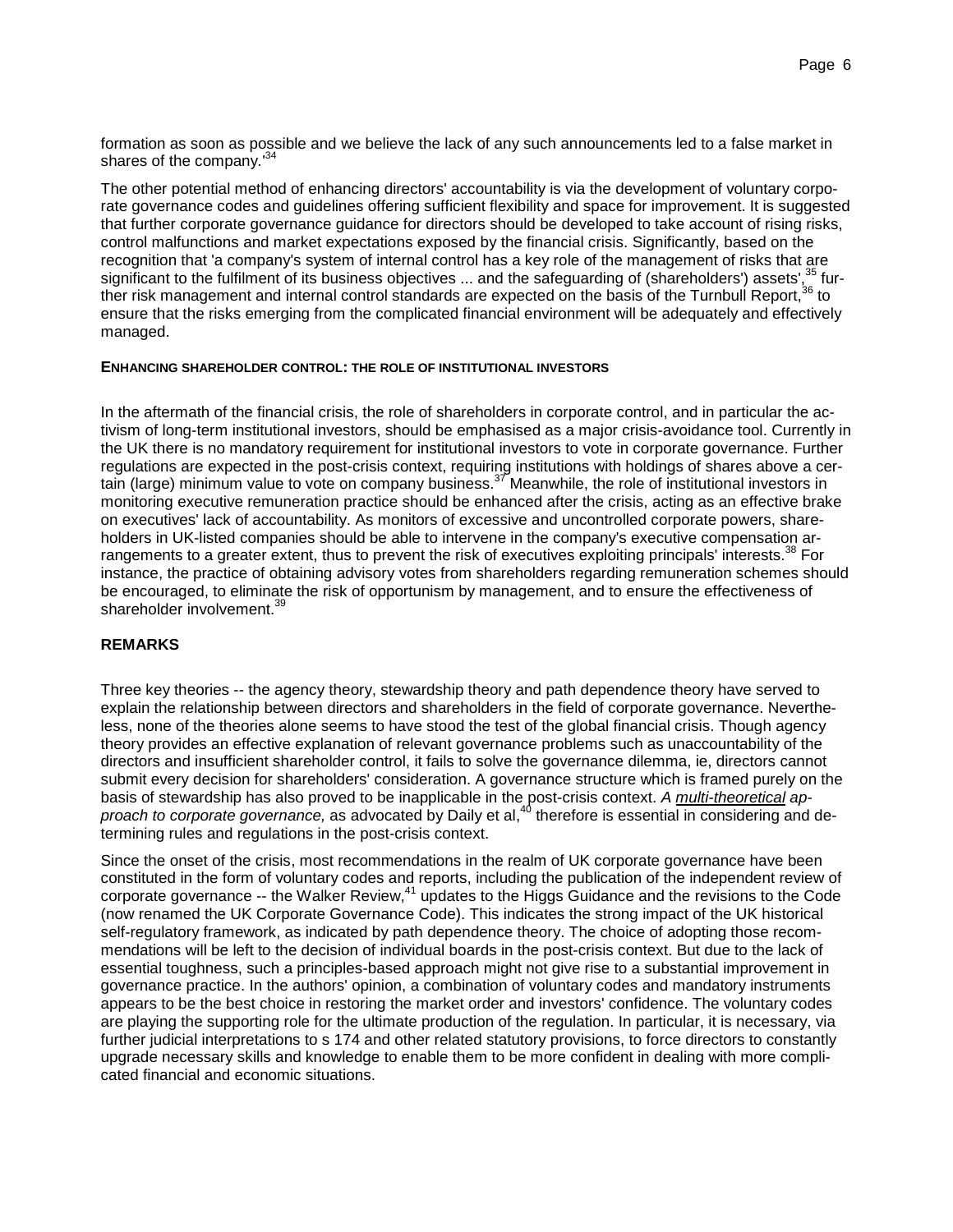formation as soon as possible and we believe the lack of any such announcements led to a false market in shares of the company.'[34]

The other potential method of enhancing directors' accountability is via the development of voluntary corporate governance codes and guidelines offering sufficient flexibility and space for improvement. It is suggested that further corporate governance guidance for directors should be developed to take account of rising risks, control malfunctions and market expectations exposed by the financial crisis. Significantly, based on the recognition that 'a company's system of internal control has a key role of the management of risks that are significant to the fulfilment of its business objectives ... and the safeguarding of (shareholders') assets',[35] further risk management and internal control standards are expected on the basis of the Turnbull Report,[36] to ensure that the risks emerging from the complicated financial environment will be adequately and effectively managed.

#### ENHANCING SHAREHOLDER CONTROL: THE ROLE OF INSTITUTIONAL INVESTORS

In the aftermath of the financial crisis, the role of shareholders in corporate control, and in particular the activism of long-term institutional investors, should be emphasised as a major crisis-avoidance tool. Currently in the UK there is no mandatory requirement for institutional investors to vote in corporate governance. Further regulations are expected in the post-crisis context, requiring institutions with holdings of shares above a certain (large) minimum value to vote on company business.[37] Meanwhile, the role of institutional investors in monitoring executive remuneration practice should be enhanced after the crisis, acting as an effective brake on executives' lack of accountability. As monitors of excessive and uncontrolled corporate powers, shareholders in UK-listed companies should be able to intervene in the company's executive compensation arrangements to a greater extent, thus to prevent the risk of executives exploiting principals' interests.[38] For instance, the practice of obtaining advisory votes from shareholders regarding remuneration schemes should be encouraged, to eliminate the risk of opportunism by management, and to ensure the effectiveness of shareholder involvement.[39]

### REMARKS

Three key theories -- the agency theory, stewardship theory and path dependence theory have served to explain the relationship between directors and shareholders in the field of corporate governance. Nevertheless, none of the theories alone seems to have stood the test of the global financial crisis. Though agency theory provides an effective explanation of relevant governance problems such as unaccountability of the directors and insufficient shareholder control, it fails to solve the governance dilemma, ie, directors cannot submit every decision for shareholders' consideration. A governance structure which is framed purely on the basis of stewardship has also proved to be inapplicable in the post-crisis context. *A multi-theoretical approach to corporate governance,* as advocated by Daily et al,[40] therefore is essential in considering and determining rules and regulations in the post-crisis context.

Since the onset of the crisis, most recommendations in the realm of UK corporate governance have been constituted in the form of voluntary codes and reports, including the publication of the independent review of corporate governance -- the Walker Review,[41] updates to the Higgs Guidance and the revisions to the Code (now renamed the UK Corporate Governance Code). This indicates the strong impact of the UK historical self-regulatory framework, as indicated by path dependence theory. The choice of adopting those recommendations will be left to the decision of individual boards in the post-crisis context. But due to the lack of essential toughness, such a principles-based approach might not give rise to a substantial improvement in governance practice. In the authors' opinion, a combination of voluntary codes and mandatory instruments appears to be the best choice in restoring the market order and investors' confidence. The voluntary codes are playing the supporting role for the ultimate production of the regulation. In particular, it is necessary, via further judicial interpretations to s 174 and other related statutory provisions, to force directors to constantly upgrade necessary skills and knowledge to enable them to be more confident in dealing with more complicated financial and economic situations.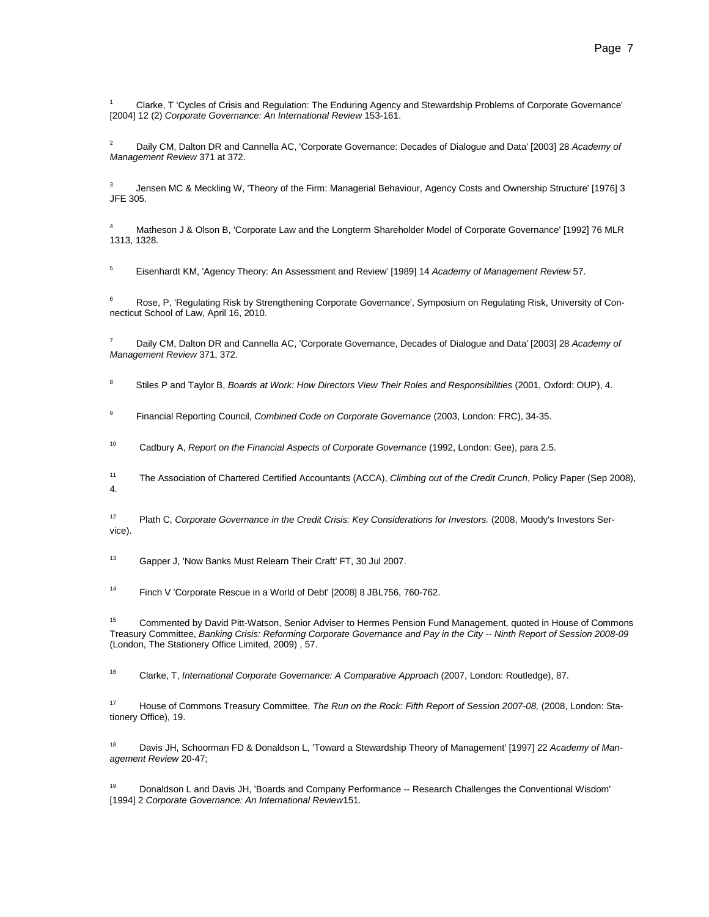[1] Clarke, T 'Cycles of Crisis and Regulation: The Enduring Agency and Stewardship Problems of Corporate Governance' [2004] 12 (2) *Corporate Governance: An International Review* 153-161.

[2] Daily CM, Dalton DR and Cannella AC, 'Corporate Governance: Decades of Dialogue and Data' [2003] 28 *Academy of Management Review* 371 at 372.

[3] Jensen MC & Meckling W, 'Theory of the Firm: Managerial Behaviour, Agency Costs and Ownership Structure' [1976] 3 JFE 305.

[4] Matheson J & Olson B, 'Corporate Law and the Longterm Shareholder Model of Corporate Governance' [1992] 76 MLR 1313, 1328.

[5] Eisenhardt KM, 'Agency Theory: An Assessment and Review' [1989] 14 *Academy of Management Review* 57.

[6] Rose, P, 'Regulating Risk by Strengthening Corporate Governance', Symposium on Regulating Risk, University of Connecticut School of Law, April 16, 2010.

[7] Daily CM, Dalton DR and Cannella AC, 'Corporate Governance, Decades of Dialogue and Data' [2003] 28 *Academy of Management Review* 371, 372.

[8] Stiles P and Taylor B, *Boards at Work: How Directors View Their Roles and Responsibilities* (2001, Oxford: OUP), 4.

[9] Financial Reporting Council, *Combined Code on Corporate Governance* (2003, London: FRC), 34-35.

[10] Cadbury A, *Report on the Financial Aspects of Corporate Governance* (1992, London: Gee), para 2.5.

[11] The Association of Chartered Certified Accountants (ACCA), *Climbing out of the Credit Crunch*, Policy Paper (Sep 2008), 4.

[12] Plath C, *Corporate Governance in the Credit Crisis: Key Considerations for Investors.* (2008, Moody's Investors Service).

[13] Gapper J, 'Now Banks Must Relearn Their Craft' FT, 30 Jul 2007.

[14] Finch V 'Corporate Rescue in a World of Debt' [2008] 8 JBL756, 760-762.

[15] Commented by David Pitt-Watson, Senior Adviser to Hermes Pension Fund Management, quoted in House of Commons Treasury Committee, *Banking Crisis: Reforming Corporate Governance and Pay in the City -- Ninth Report of Session 2008-09* (London, The Stationery Office Limited, 2009) , 57.

[16] Clarke, T, *International Corporate Governance: A Comparative Approach* (2007, London: Routledge), 87.

[17] House of Commons Treasury Committee, *The Run on the Rock: Fifth Report of Session 2007-08,* (2008, London: Stationery Office), 19.

[18] Davis JH, Schoorman FD & Donaldson L, 'Toward a Stewardship Theory of Management' [1997] 22 *Academy of Management Review* 20-47;

[19] Donaldson L and Davis JH, 'Boards and Company Performance -- Research Challenges the Conventional Wisdom' [1994] 2 *Corporate Governance: An International Review*151.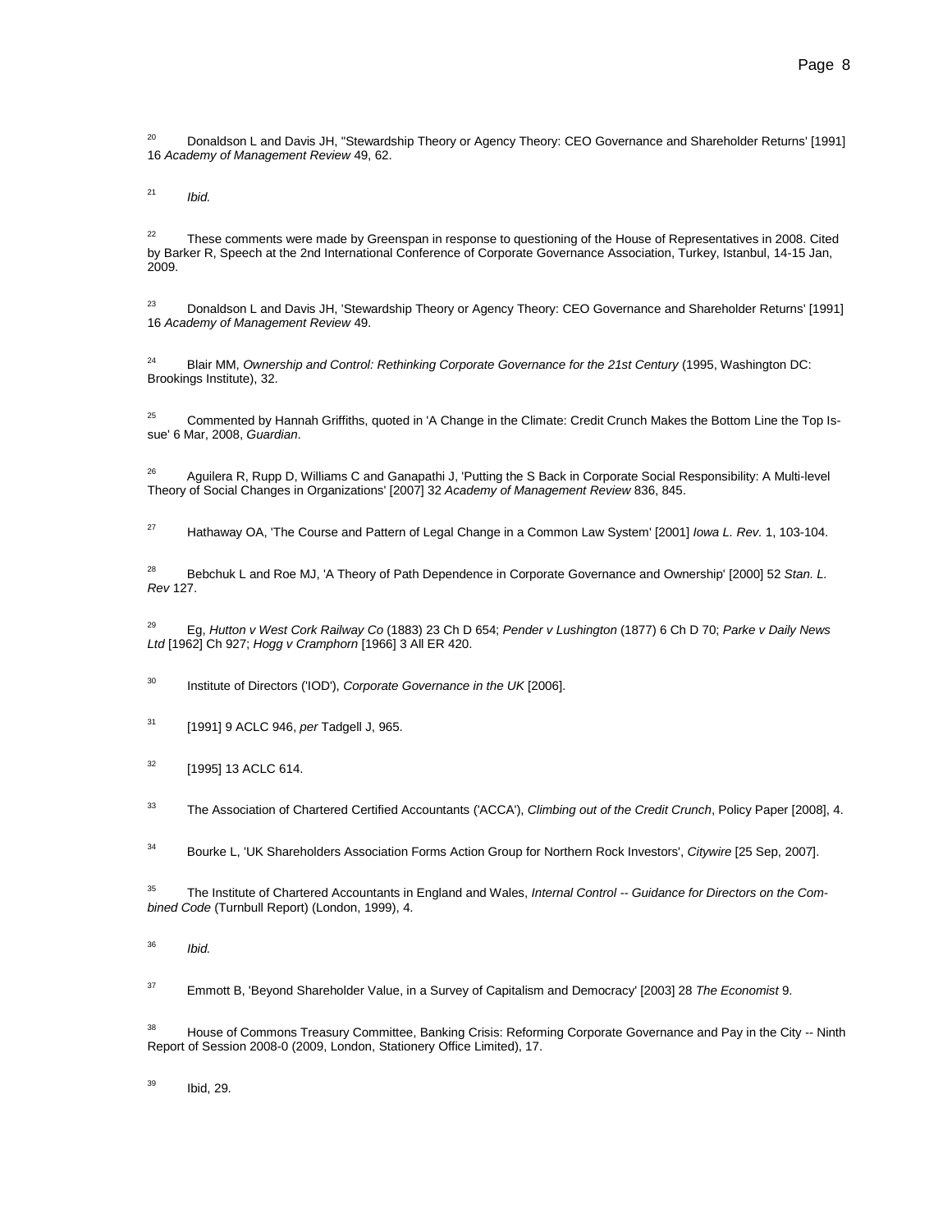[20] Donaldson L and Davis JH, "Stewardship Theory or Agency Theory: CEO Governance and Shareholder Returns' [1991] 16 *Academy of Management Review* 49, 62.

[21] *Ibid.*

[22] These comments were made by Greenspan in response to questioning of the House of Representatives in 2008. Cited by Barker R, Speech at the 2nd International Conference of Corporate Governance Association, Turkey, Istanbul, 14-15 Jan, 2009.

[23] Donaldson L and Davis JH, 'Stewardship Theory or Agency Theory: CEO Governance and Shareholder Returns' [1991] 16 *Academy of Management Review* 49.

[24] Blair MM, *Ownership and Control: Rethinking Corporate Governance for the 21st Century* (1995, Washington DC: Brookings Institute), 32.

[25] Commented by Hannah Griffiths, quoted in 'A Change in the Climate: Credit Crunch Makes the Bottom Line the Top Issue' 6 Mar, 2008, *Guardian*.

[26] Aguilera R, Rupp D, Williams C and Ganapathi J, 'Putting the S Back in Corporate Social Responsibility: A Multi-level Theory of Social Changes in Organizations' [2007] 32 *Academy of Management Review* 836, 845.

[27] Hathaway OA, 'The Course and Pattern of Legal Change in a Common Law System' [2001] *Iowa L. Rev.* 1, 103-104.

[28] Bebchuk L and Roe MJ, 'A Theory of Path Dependence in Corporate Governance and Ownership' [2000] 52 *Stan. L. Rev* 127.

[29] Eg, *Hutton v West Cork Railway Co* (1883) 23 Ch D 654; *Pender v Lushington* (1877) 6 Ch D 70; *Parke v Daily News Ltd* [1962] Ch 927; *Hogg v Cramphorn* [1966] 3 All ER 420.

[30] Institute of Directors ('IOD'), *Corporate Governance in the UK* [2006].

[31] [1991] 9 ACLC 946, *per* Tadgell J, 965.

[32] [1995] 13 ACLC 614.

[33] The Association of Chartered Certified Accountants ('ACCA'), *Climbing out of the Credit Crunch*, Policy Paper [2008], 4.

[34] Bourke L, 'UK Shareholders Association Forms Action Group for Northern Rock Investors', *Citywire* [25 Sep, 2007].

[35] The Institute of Chartered Accountants in England and Wales, *Internal Control -- Guidance for Directors on the Combined Code* (Turnbull Report) (London, 1999), 4.

[36] *Ibid.*

[37] Emmott B, 'Beyond Shareholder Value, in a Survey of Capitalism and Democracy' [2003] 28 *The Economist* 9.

[38] House of Commons Treasury Committee, Banking Crisis: Reforming Corporate Governance and Pay in the City -- Ninth Report of Session 2008-0 (2009, London, Stationery Office Limited), 17.

[39] Ibid, 29.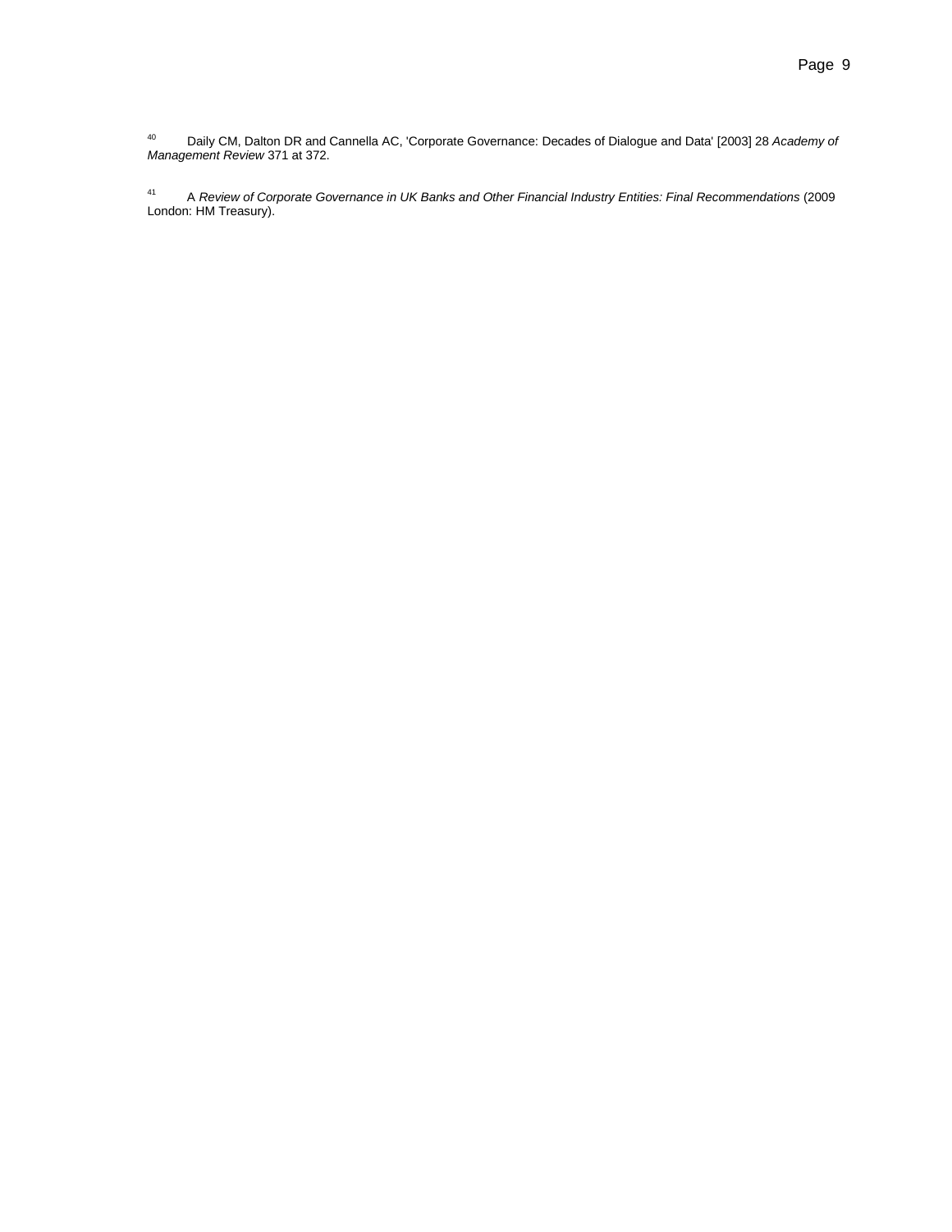[40] Daily CM, Dalton DR and Cannella AC, 'Corporate Governance: Decades of Dialogue and Data' [2003] 28 *Academy of Management Review* 371 at 372.

[41] A *Review of Corporate Governance in UK Banks and Other Financial Industry Entities: Final Recommendations* (2009 London: HM Treasury).